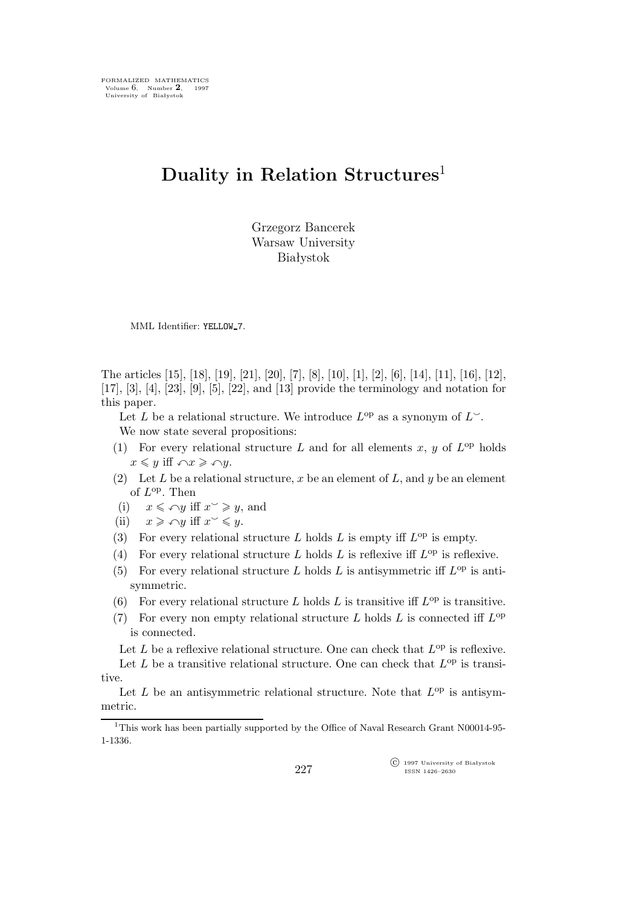FORMALIZED MATHEMATICS
Volume 6, Number 2, 1997
University of Białystok

# Duality in Relation Structures[1]

Grzegorz Bancerek
Warsaw University
Białystok

MML Identifier: YELLOW_7.

The articles [15], [18], [19], [21], [20], [7], [8], [10], [1], [2], [6], [14], [11], [16], [12], [17], [3], [4], [23], [9], [5], [22], and [13] provide the terminology and notation for this paper.

Let $L$ be a relational structure. We introduce $L^{\rm op}$ as a synonym of $L^{\smile}$.

We now state several propositions:

(1) For every relational structure $L$ and for all elements $x$, $y$ of $L^{\rm op}$ holds $x \leqslant y$ iff $\frown x \geqslant \frown y$.

(2) Let $L$ be a relational structure, $x$ be an element of $L$, and $y$ be an element of $L^{\rm op}$. Then

 (i) $x \leqslant \frown y$ iff $x^{\smile} \geqslant y$, and

 (ii) $x \geqslant \frown y$ iff $x^{\smile} \leqslant y$.

(3) For every relational structure $L$ holds $L$ is empty iff $L^{\rm op}$ is empty.

(4) For every relational structure $L$ holds $L$ is reflexive iff $L^{\rm op}$ is reflexive.

(5) For every relational structure $L$ holds $L$ is antisymmetric iff $L^{\rm op}$ is antisymmetric.

(6) For every relational structure $L$ holds $L$ is transitive iff $L^{\rm op}$ is transitive.

(7) For every non empty relational structure $L$ holds $L$ is connected iff $L^{\rm op}$ is connected.

Let $L$ be a reflexive relational structure. One can check that $L^{\rm op}$ is reflexive.

Let $L$ be a transitive relational structure. One can check that $L^{\rm op}$ is transitive.

Let $L$ be an antisymmetric relational structure. Note that $L^{\rm op}$ is antisymmetric.

[1]This work has been partially supported by the Office of Naval Research Grant N00014-95-1-1336.

© 1997 University of Białystok
ISSN 1426–2630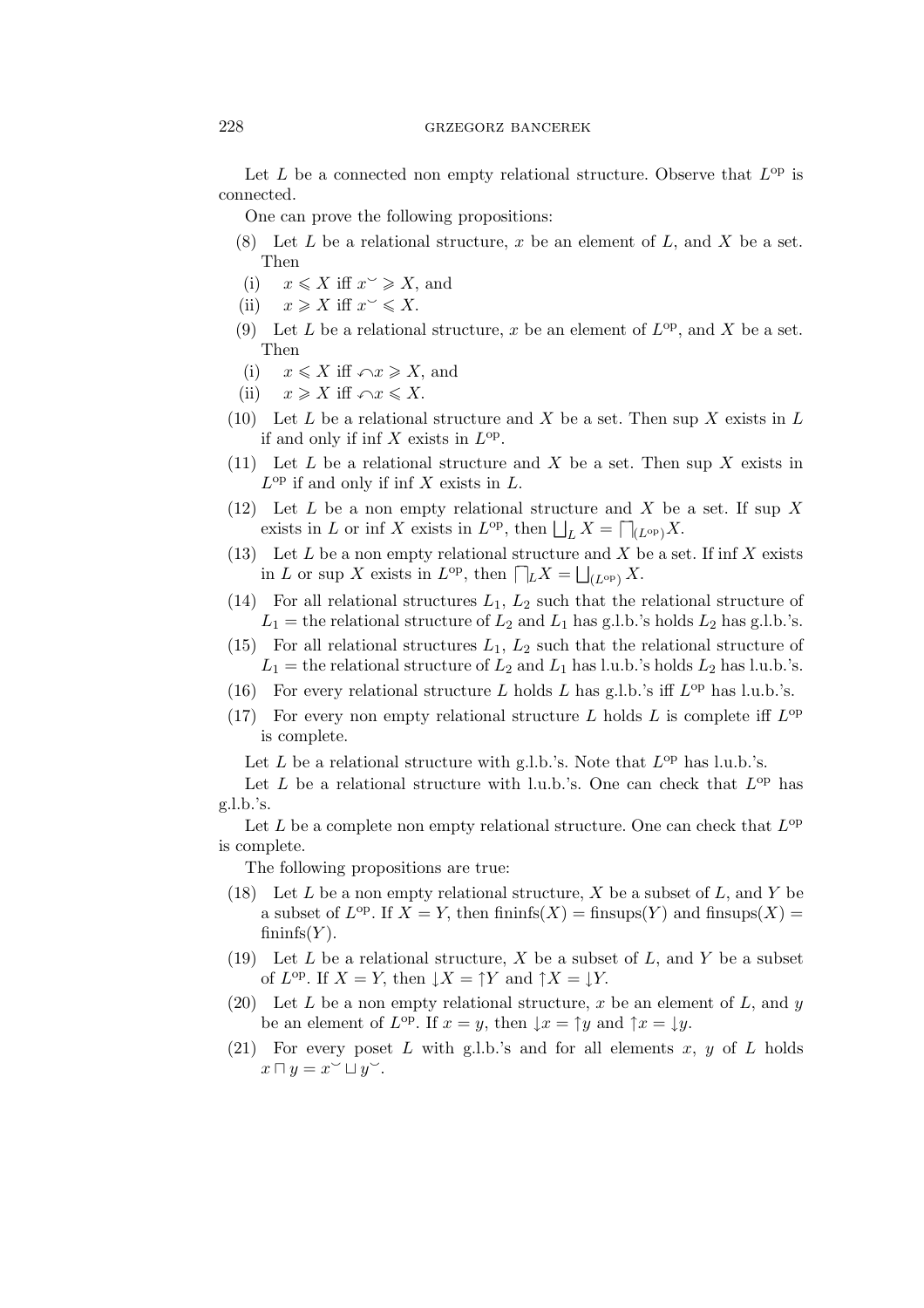Let $L$ be a connected non empty relational structure. Observe that $L^{\mathrm{op}}$ is connected.

One can prove the following propositions:

(8) Let $L$ be a relational structure, $x$ be an element of $L$, and $X$ be a set. Then

(i) $x \leqslant X$ iff $x^{\smile} \geqslant X$, and

(ii) $x \geqslant X$ iff $x^{\smile} \leqslant X$.

(9) Let $L$ be a relational structure, $x$ be an element of $L^{\mathrm{op}}$, and $X$ be a set. Then

(i) $x \leqslant X$ iff ${\frown}x \geqslant X$, and

(ii) $x \geqslant X$ iff ${\frown}x \leqslant X$.

(10) Let $L$ be a relational structure and $X$ be a set. Then sup $X$ exists in $L$ if and only if inf $X$ exists in $L^{\mathrm{op}}$.

(11) Let $L$ be a relational structure and $X$ be a set. Then sup $X$ exists in $L^{\mathrm{op}}$ if and only if inf $X$ exists in $L$.

(12) Let $L$ be a non empty relational structure and $X$ be a set. If sup $X$ exists in $L$ or inf $X$ exists in $L^{\mathrm{op}}$, then $\bigsqcup_L X = \bigsqcap_{(L^{\mathrm{op}})} X$.

(13) Let $L$ be a non empty relational structure and $X$ be a set. If inf $X$ exists in $L$ or sup $X$ exists in $L^{\mathrm{op}}$, then $\bigsqcap_L X = \bigsqcup_{(L^{\mathrm{op}})} X$.

(14) For all relational structures $L_1$, $L_2$ such that the relational structure of $L_1$ = the relational structure of $L_2$ and $L_1$ has g.l.b.'s holds $L_2$ has g.l.b.'s.

(15) For all relational structures $L_1$, $L_2$ such that the relational structure of $L_1$ = the relational structure of $L_2$ and $L_1$ has l.u.b.'s holds $L_2$ has l.u.b.'s.

(16) For every relational structure $L$ holds $L$ has g.l.b.'s iff $L^{\mathrm{op}}$ has l.u.b.'s.

(17) For every non empty relational structure $L$ holds $L$ is complete iff $L^{\mathrm{op}}$ is complete.

Let $L$ be a relational structure with g.l.b.'s. Note that $L^{\mathrm{op}}$ has l.u.b.'s.

Let $L$ be a relational structure with l.u.b.'s. One can check that $L^{\mathrm{op}}$ has g.l.b.'s.

Let $L$ be a complete non empty relational structure. One can check that $L^{\mathrm{op}}$ is complete.

The following propositions are true:

(18) Let $L$ be a non empty relational structure, $X$ be a subset of $L$, and $Y$ be a subset of $L^{\mathrm{op}}$. If $X = Y$, then $\mathrm{fininfs}(X) = \mathrm{finsups}(Y)$ and $\mathrm{finsups}(X) = \mathrm{fininfs}(Y)$.

(19) Let $L$ be a relational structure, $X$ be a subset of $L$, and $Y$ be a subset of $L^{\mathrm{op}}$. If $X = Y$, then $\downarrow X = \uparrow Y$ and $\uparrow X = \downarrow Y$.

(20) Let $L$ be a non empty relational structure, $x$ be an element of $L$, and $y$ be an element of $L^{\mathrm{op}}$. If $x = y$, then $\downarrow x = \uparrow y$ and $\uparrow x = \downarrow y$.

(21) For every poset $L$ with g.l.b.'s and for all elements $x$, $y$ of $L$ holds $x \sqcap y = x^{\smile} \sqcup y^{\smile}$.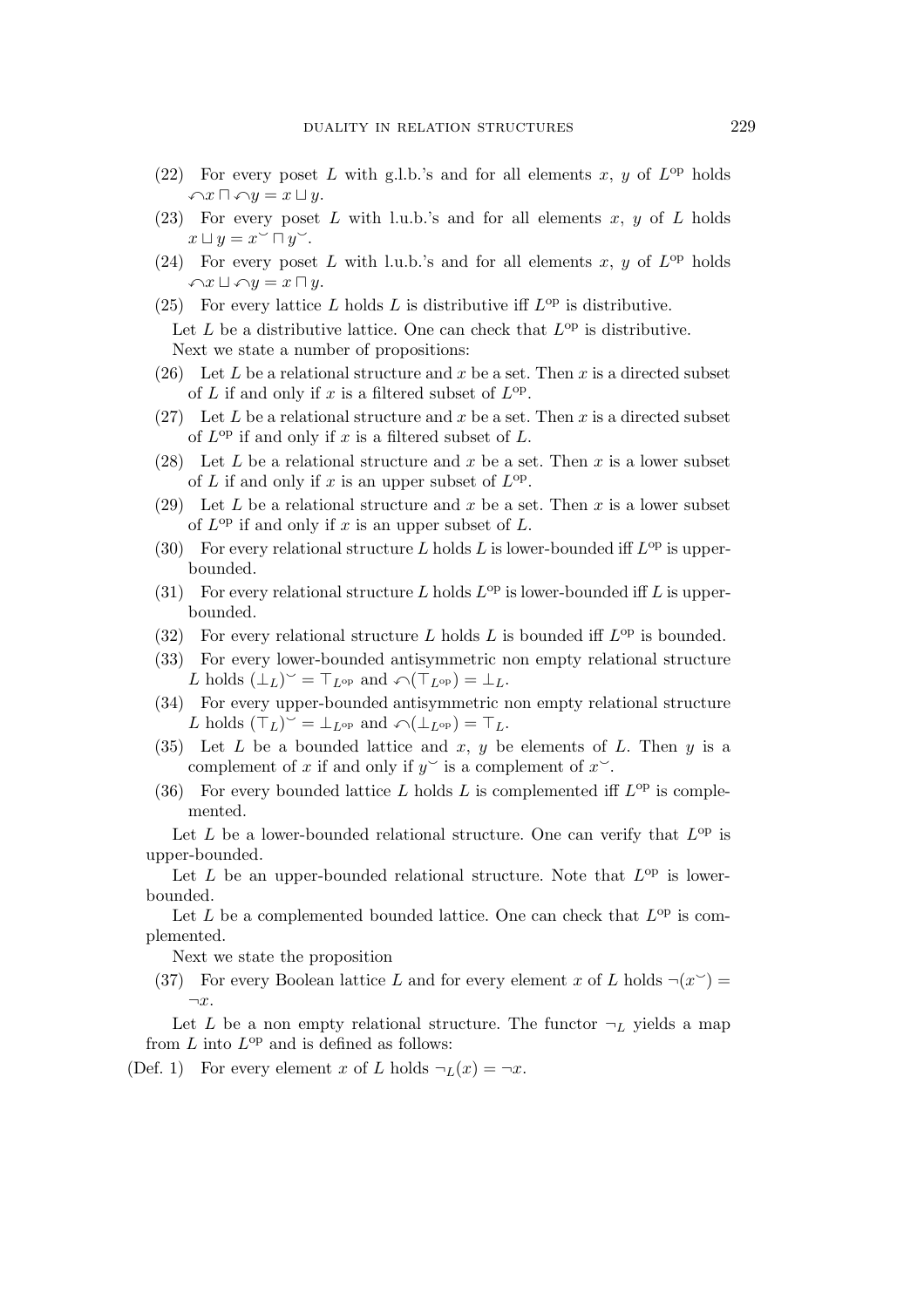(22) For every poset $L$ with g.l.b.'s and for all elements $x$, $y$ of $L^{\rm op}$ holds $\curvearrowleft x \sqcap \curvearrowleft y = x \sqcup y$.

(23) For every poset $L$ with l.u.b.'s and for all elements $x$, $y$ of $L$ holds $x \sqcup y = x^{\smile} \sqcap y^{\smile}$.

(24) For every poset $L$ with l.u.b.'s and for all elements $x$, $y$ of $L^{\rm op}$ holds $\curvearrowleft x \sqcup \curvearrowleft y = x \sqcap y$.

(25) For every lattice $L$ holds $L$ is distributive iff $L^{\rm op}$ is distributive.

Let $L$ be a distributive lattice. One can check that $L^{\rm op}$ is distributive.

Next we state a number of propositions:

(26) Let $L$ be a relational structure and $x$ be a set. Then $x$ is a directed subset of $L$ if and only if $x$ is a filtered subset of $L^{\rm op}$.

(27) Let $L$ be a relational structure and $x$ be a set. Then $x$ is a directed subset of $L^{\rm op}$ if and only if $x$ is a filtered subset of $L$.

(28) Let $L$ be a relational structure and $x$ be a set. Then $x$ is a lower subset of $L$ if and only if $x$ is an upper subset of $L^{\rm op}$.

(29) Let $L$ be a relational structure and $x$ be a set. Then $x$ is a lower subset of $L^{\rm op}$ if and only if $x$ is an upper subset of $L$.

(30) For every relational structure $L$ holds $L$ is lower-bounded iff $L^{\rm op}$ is upper-bounded.

(31) For every relational structure $L$ holds $L^{\rm op}$ is lower-bounded iff $L$ is upper-bounded.

(32) For every relational structure $L$ holds $L$ is bounded iff $L^{\rm op}$ is bounded.

(33) For every lower-bounded antisymmetric non empty relational structure $L$ holds $(\bot_L)^{\smile} = \top_{L^{\rm op}}$ and $\curvearrowleft(\top_{L^{\rm op}}) = \bot_L$.

(34) For every upper-bounded antisymmetric non empty relational structure $L$ holds $(\top_L)^{\smile} = \bot_{L^{\rm op}}$ and $\curvearrowleft(\bot_{L^{\rm op}}) = \top_L$.

(35) Let $L$ be a bounded lattice and $x$, $y$ be elements of $L$. Then $y$ is a complement of $x$ if and only if $y^{\smile}$ is a complement of $x^{\smile}$.

(36) For every bounded lattice $L$ holds $L$ is complemented iff $L^{\rm op}$ is complemented.

Let $L$ be a lower-bounded relational structure. One can verify that $L^{\rm op}$ is upper-bounded.

Let $L$ be an upper-bounded relational structure. Note that $L^{\rm op}$ is lower-bounded.

Let $L$ be a complemented bounded lattice. One can check that $L^{\rm op}$ is complemented.

Next we state the proposition

(37) For every Boolean lattice $L$ and for every element $x$ of $L$ holds $\neg(x^{\smile}) = \neg x$.

Let $L$ be a non empty relational structure. The functor $\neg_L$ yields a map from $L$ into $L^{\rm op}$ and is defined as follows:

(Def. 1) For every element $x$ of $L$ holds $\neg_L(x) = \neg x$.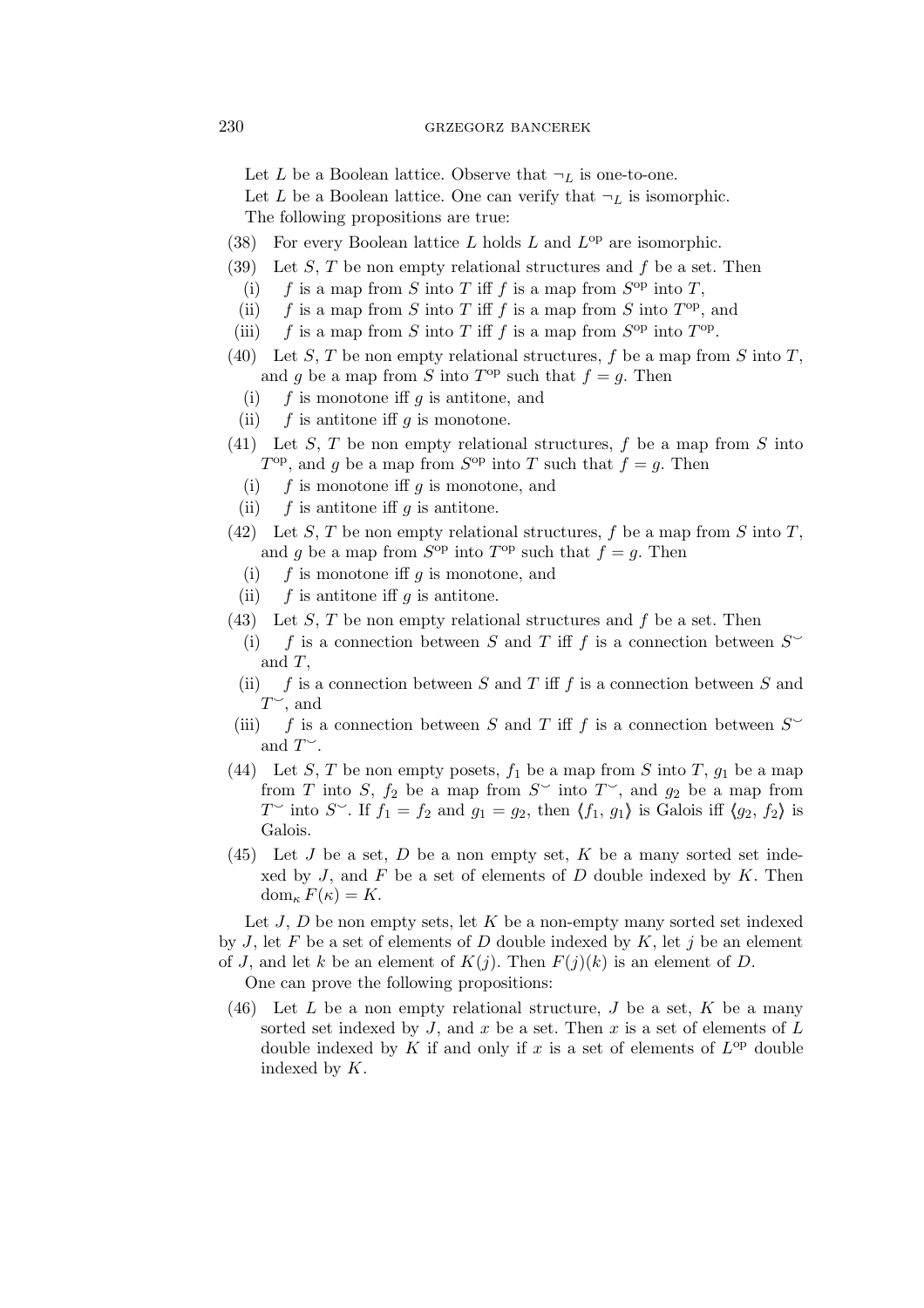Let $L$ be a Boolean lattice. Observe that $\neg_L$ is one-to-one.

Let $L$ be a Boolean lattice. One can verify that $\neg_L$ is isomorphic.

The following propositions are true:

(38) For every Boolean lattice $L$ holds $L$ and $L^{\rm op}$ are isomorphic.

(39) Let $S$, $T$ be non empty relational structures and $f$ be a set. Then

  (i) $f$ is a map from $S$ into $T$ iff $f$ is a map from $S^{\rm op}$ into $T$,

  (ii) $f$ is a map from $S$ into $T$ iff $f$ is a map from $S$ into $T^{\rm op}$, and

  (iii) $f$ is a map from $S$ into $T$ iff $f$ is a map from $S^{\rm op}$ into $T^{\rm op}$.

(40) Let $S$, $T$ be non empty relational structures, $f$ be a map from $S$ into $T$, and $g$ be a map from $S$ into $T^{\rm op}$ such that $f = g$. Then

  (i) $f$ is monotone iff $g$ is antitone, and

  (ii) $f$ is antitone iff $g$ is monotone.

(41) Let $S$, $T$ be non empty relational structures, $f$ be a map from $S$ into $T^{\rm op}$, and $g$ be a map from $S^{\rm op}$ into $T$ such that $f = g$. Then

  (i) $f$ is monotone iff $g$ is monotone, and

  (ii) $f$ is antitone iff $g$ is antitone.

(42) Let $S$, $T$ be non empty relational structures, $f$ be a map from $S$ into $T$, and $g$ be a map from $S^{\rm op}$ into $T^{\rm op}$ such that $f = g$. Then

  (i) $f$ is monotone iff $g$ is monotone, and

  (ii) $f$ is antitone iff $g$ is antitone.

(43) Let $S$, $T$ be non empty relational structures and $f$ be a set. Then

  (i) $f$ is a connection between $S$ and $T$ iff $f$ is a connection between $S^\smile$ and $T$,

  (ii) $f$ is a connection between $S$ and $T$ iff $f$ is a connection between $S$ and $T^\smile$, and

  (iii) $f$ is a connection between $S$ and $T$ iff $f$ is a connection between $S^\smile$ and $T^\smile$.

(44) Let $S$, $T$ be non empty posets, $f_1$ be a map from $S$ into $T$, $g_1$ be a map from $T$ into $S$, $f_2$ be a map from $S^\smile$ into $T^\smile$, and $g_2$ be a map from $T^\smile$ into $S^\smile$. If $f_1 = f_2$ and $g_1 = g_2$, then $\langle f_1, g_1\rangle$ is Galois iff $\langle g_2, f_2\rangle$ is Galois.

(45) Let $J$ be a set, $D$ be a non empty set, $K$ be a many sorted set indexed by $J$, and $F$ be a set of elements of $D$ double indexed by $K$. Then $\mathrm{dom}_\kappa F(\kappa) = K$.

Let $J$, $D$ be non empty sets, let $K$ be a non-empty many sorted set indexed by $J$, let $F$ be a set of elements of $D$ double indexed by $K$, let $j$ be an element of $J$, and let $k$ be an element of $K(j)$. Then $F(j)(k)$ is an element of $D$.

One can prove the following propositions:

(46) Let $L$ be a non empty relational structure, $J$ be a set, $K$ be a many sorted set indexed by $J$, and $x$ be a set. Then $x$ is a set of elements of $L$ double indexed by $K$ if and only if $x$ is a set of elements of $L^{\rm op}$ double indexed by $K$.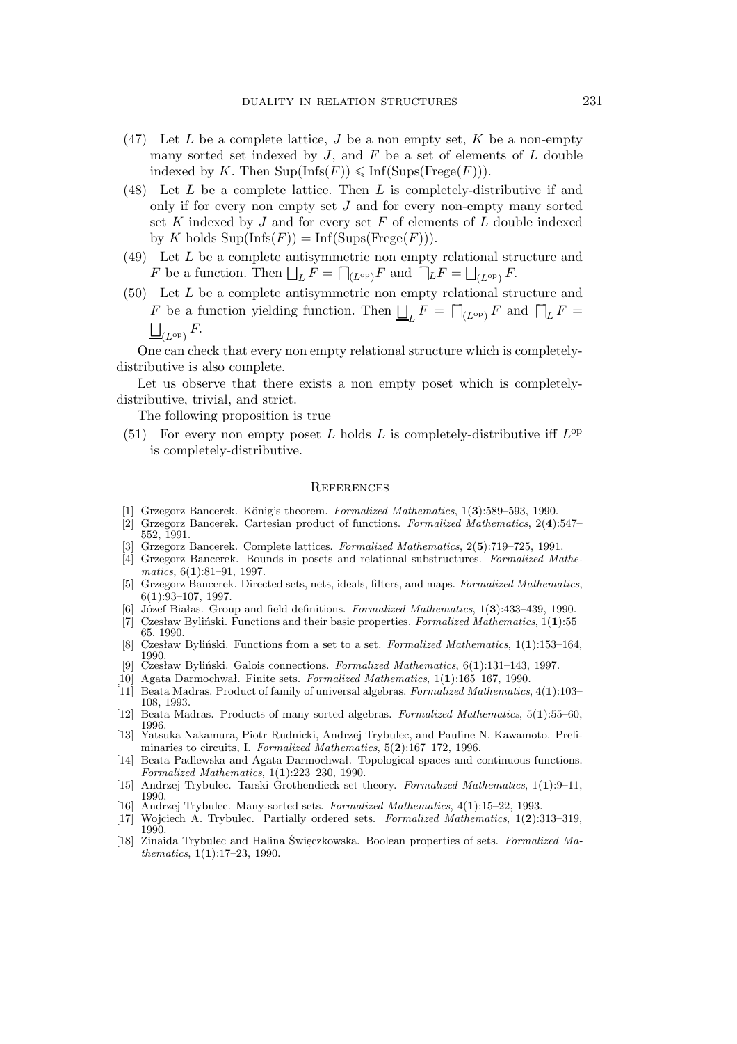(47) Let $L$ be a complete lattice, $J$ be a non empty set, $K$ be a non-empty many sorted set indexed by $J$, and $F$ be a set of elements of $L$ double indexed by $K$. Then $\mathrm{Sup}(\mathrm{Infs}(F)) \leqslant \mathrm{Inf}(\mathrm{Sups}(\mathrm{Frege}(F)))$.

(48) Let $L$ be a complete lattice. Then $L$ is completely-distributive if and only if for every non empty set $J$ and for every non-empty many sorted set $K$ indexed by $J$ and for every set $F$ of elements of $L$ double indexed by $K$ holds $\mathrm{Sup}(\mathrm{Infs}(F)) = \mathrm{Inf}(\mathrm{Sups}(\mathrm{Frege}(F)))$.

(49) Let $L$ be a complete antisymmetric non empty relational structure and $F$ be a function. Then $\bigsqcup_L F = \bigsqcap_{(L^{\mathrm{op}})} F$ and $\bigsqcap_L F = \bigsqcup_{(L^{\mathrm{op}})} F$.

(50) Let $L$ be a complete antisymmetric non empty relational structure and $F$ be a function yielding function. Then $\underline{\bigsqcup}_L F = \overline{\bigsqcap}_{(L^{\mathrm{op}})} F$ and $\overline{\bigsqcap}_L F = \underline{\bigsqcup}_{(L^{\mathrm{op}})} F$.

One can check that every non empty relational structure which is completely-distributive is also complete.

Let us observe that there exists a non empty poset which is completely-distributive, trivial, and strict.

The following proposition is true

(51) For every non empty poset $L$ holds $L$ is completely-distributive iff $L^{\mathrm{op}}$ is completely-distributive.

## References

[1] Grzegorz Bancerek. König's theorem. *Formalized Mathematics*, 1(**3**):589–593, 1990.
[2] Grzegorz Bancerek. Cartesian product of functions. *Formalized Mathematics*, 2(**4**):547–552, 1991.
[3] Grzegorz Bancerek. Complete lattices. *Formalized Mathematics*, 2(**5**):719–725, 1991.
[4] Grzegorz Bancerek. Bounds in posets and relational substructures. *Formalized Mathematics*, 6(**1**):81–91, 1997.
[5] Grzegorz Bancerek. Directed sets, nets, ideals, filters, and maps. *Formalized Mathematics*, 6(**1**):93–107, 1997.
[6] Józef Białas. Group and field definitions. *Formalized Mathematics*, 1(**3**):433–439, 1990.
[7] Czesław Byliński. Functions and their basic properties. *Formalized Mathematics*, 1(**1**):55–65, 1990.
[8] Czesław Byliński. Functions from a set to a set. *Formalized Mathematics*, 1(**1**):153–164, 1990.
[9] Czesław Byliński. Galois connections. *Formalized Mathematics*, 6(**1**):131–143, 1997.
[10] Agata Darmochwał. Finite sets. *Formalized Mathematics*, 1(**1**):165–167, 1990.
[11] Beata Madras. Product of family of universal algebras. *Formalized Mathematics*, 4(**1**):103–108, 1993.
[12] Beata Madras. Products of many sorted algebras. *Formalized Mathematics*, 5(**1**):55–60, 1996.
[13] Yatsuka Nakamura, Piotr Rudnicki, Andrzej Trybulec, and Pauline N. Kawamoto. Preliminaries to circuits, I. *Formalized Mathematics*, 5(**2**):167–172, 1996.
[14] Beata Padlewska and Agata Darmochwał. Topological spaces and continuous functions. *Formalized Mathematics*, 1(**1**):223–230, 1990.
[15] Andrzej Trybulec. Tarski Grothendieck set theory. *Formalized Mathematics*, 1(**1**):9–11, 1990.
[16] Andrzej Trybulec. Many-sorted sets. *Formalized Mathematics*, 4(**1**):15–22, 1993.
[17] Wojciech A. Trybulec. Partially ordered sets. *Formalized Mathematics*, 1(**2**):313–319, 1990.
[18] Zinaida Trybulec and Halina Święczkowska. Boolean properties of sets. *Formalized Mathematics*, 1(**1**):17–23, 1990.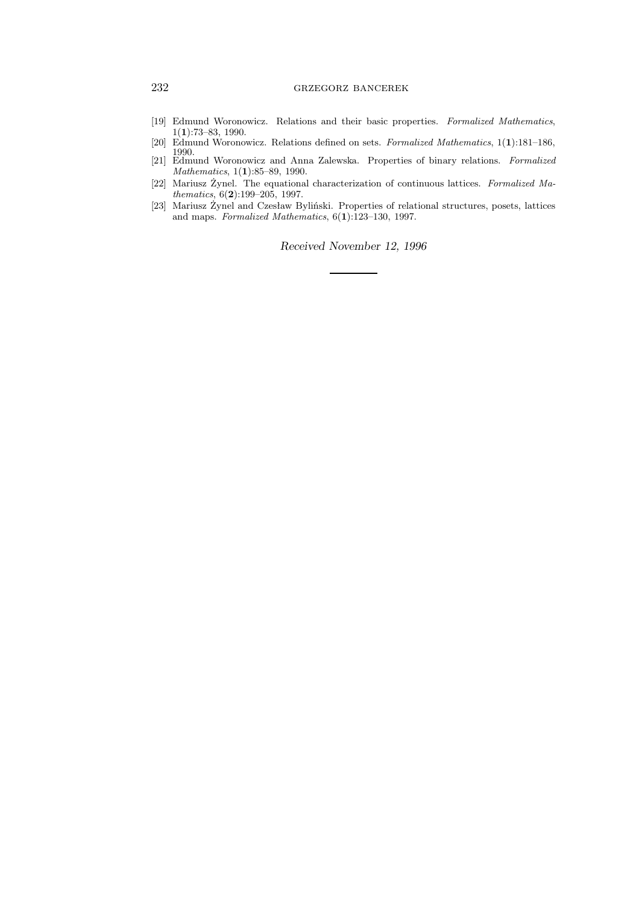[19] Edmund Woronowicz. Relations and their basic properties. *Formalized Mathematics*, 1(**1**):73–83, 1990.

[20] Edmund Woronowicz. Relations defined on sets. *Formalized Mathematics*, 1(**1**):181–186, 1990.

[21] Edmund Woronowicz and Anna Zalewska. Properties of binary relations. *Formalized Mathematics*, 1(**1**):85–89, 1990.

[22] Mariusz Żynel. The equational characterization of continuous lattices. *Formalized Mathematics*, 6(**2**):199–205, 1997.

[23] Mariusz Żynel and Czesław Byliński. Properties of relational structures, posets, lattices and maps. *Formalized Mathematics*, 6(**1**):123–130, 1997.

*Received November 12, 1996*